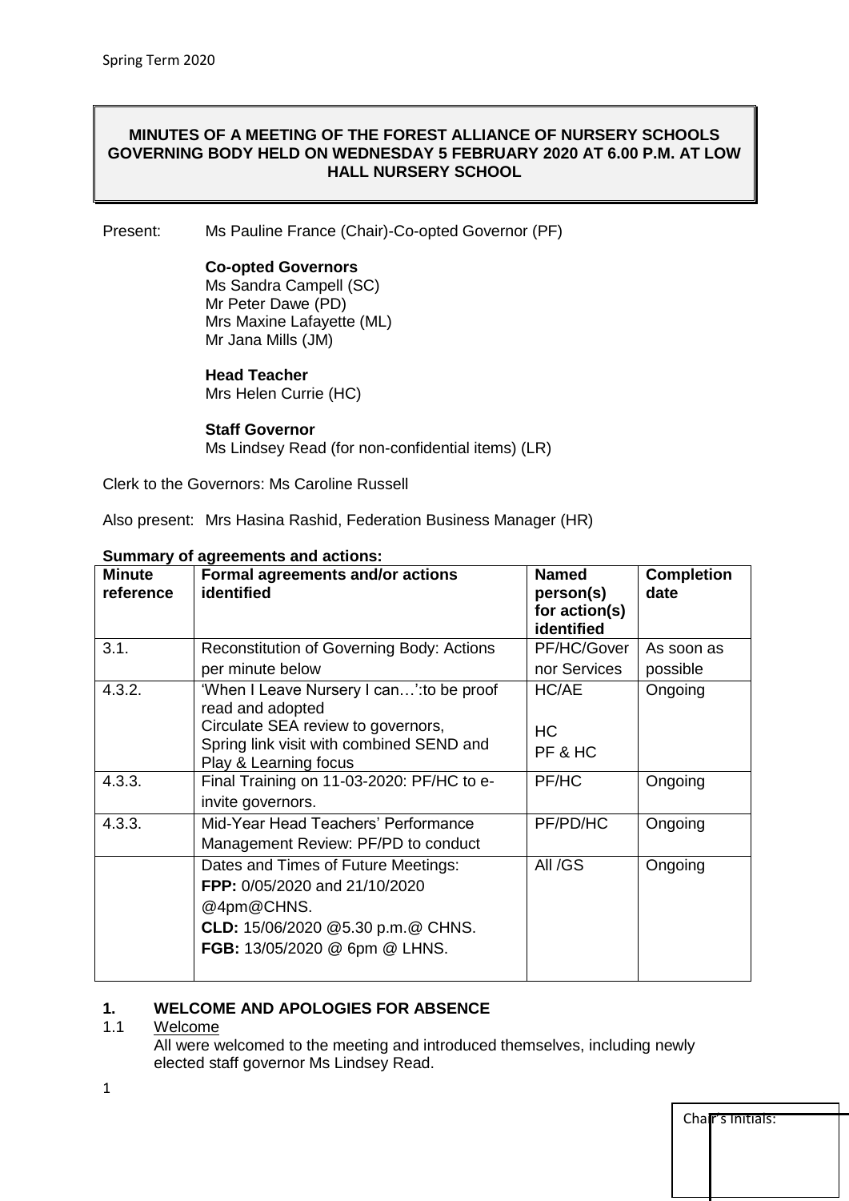**MINUTES OF A MEETING OF THE FOREST ALLIANCE OF NURSERY SCHOOLS GOVERNING BODY HELD ON WEDNESDAY 5 FEBRUARY 2020 AT 6.00 P.M. AT LOW HALL NURSERY SCHOOL**

Present: Ms Pauline France (Chair)-Co-opted Governor (PF)

**Co-opted Governors**
Ms Sandra Campell (SC)
Mr Peter Dawe (PD)
Mrs Maxine Lafayette (ML)
Mr Jana Mills (JM)

**Head Teacher**
Mrs Helen Currie (HC)

**Staff Governor**
Ms Lindsey Read (for non-confidential items) (LR)

Clerk to the Governors: Ms Caroline Russell

Also present: Mrs Hasina Rashid, Federation Business Manager (HR)

**Summary of agreements and actions:**

| Minute reference | Formal agreements and/or actions identified | Named person(s) for action(s) identified | Completion date |
|---|---|---|---|
| 3.1. | Reconstitution of Governing Body: Actions per minute below | PF/HC/Governor Services | As soon as possible |
| 4.3.2. | 'When I Leave Nursery I can…':to be proof read and adopted<br>Circulate SEA review to governors,<br>Spring link visit with combined SEND and Play & Learning focus | HC/AE<br>HC<br>PF & HC | Ongoing |
| 4.3.3. | Final Training on 11-03-2020: PF/HC to e-invite governors. | PF/HC | Ongoing |
| 4.3.3. | Mid-Year Head Teachers' Performance Management Review: PF/PD to conduct | PF/PD/HC | Ongoing |
| | Dates and Times of Future Meetings:<br>**FPP:** 0/05/2020 and 21/10/2020 @4pm@CHNS.<br>**CLD:** 15/06/2020 @5.30 p.m.@ CHNS.<br>**FGB:** 13/05/2020 @ 6pm @ LHNS. | All /GS | Ongoing |

## 1. WELCOME AND APOLOGIES FOR ABSENCE

1.1 Welcome

All were welcomed to the meeting and introduced themselves, including newly elected staff governor Ms Lindsey Read.

Chair's Initials: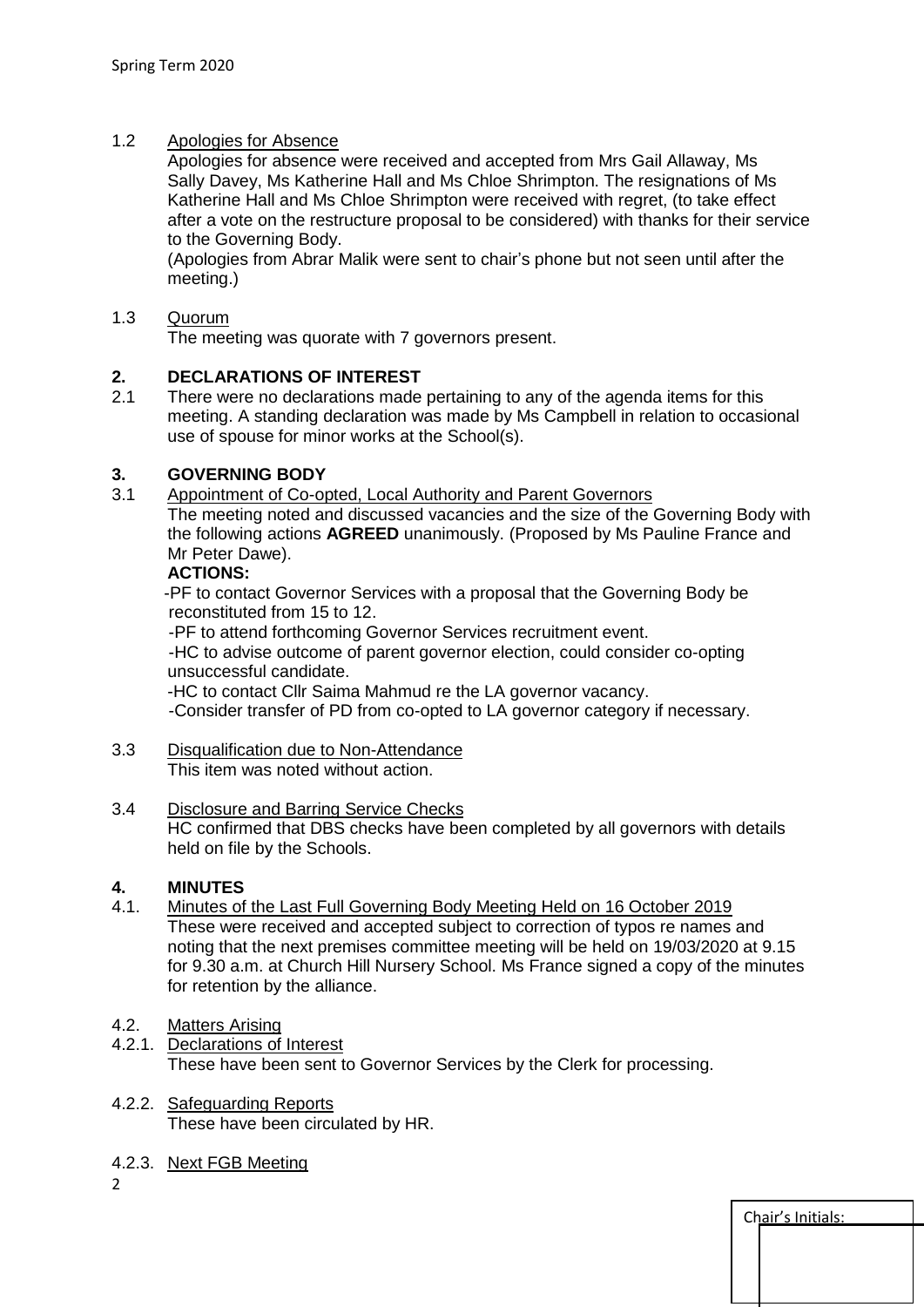1.2 Apologies for Absence

Apologies for absence were received and accepted from Mrs Gail Allaway, Ms Sally Davey, Ms Katherine Hall and Ms Chloe Shrimpton. The resignations of Ms Katherine Hall and Ms Chloe Shrimpton were received with regret, (to take effect after a vote on the restructure proposal to be considered) with thanks for their service to the Governing Body.

(Apologies from Abrar Malik were sent to chair's phone but not seen until after the meeting.)

1.3 Quorum

The meeting was quorate with 7 governors present.

## 2. DECLARATIONS OF INTEREST

2.1 There were no declarations made pertaining to any of the agenda items for this meeting. A standing declaration was made by Ms Campbell in relation to occasional use of spouse for minor works at the School(s).

## 3. GOVERNING BODY

3.1 Appointment of Co-opted, Local Authority and Parent Governors

The meeting noted and discussed vacancies and the size of the Governing Body with the following actions **AGREED** unanimously. (Proposed by Ms Pauline France and Mr Peter Dawe).

**ACTIONS:**

- PF to contact Governor Services with a proposal that the Governing Body be reconstituted from 15 to 12.
- PF to attend forthcoming Governor Services recruitment event.
- HC to advise outcome of parent governor election, could consider co-opting unsuccessful candidate.
- HC to contact Cllr Saima Mahmud re the LA governor vacancy.
- Consider transfer of PD from co-opted to LA governor category if necessary.

3.3 Disqualification due to Non-Attendance

This item was noted without action.

3.4 Disclosure and Barring Service Checks

HC confirmed that DBS checks have been completed by all governors with details held on file by the Schools.

## 4. MINUTES

4.1. Minutes of the Last Full Governing Body Meeting Held on 16 October 2019

These were received and accepted subject to correction of typos re names and noting that the next premises committee meeting will be held on 19/03/2020 at 9.15 for 9.30 a.m. at Church Hill Nursery School. Ms France signed a copy of the minutes for retention by the alliance.

4.2. Matters Arising

4.2.1. Declarations of Interest

These have been sent to Governor Services by the Clerk for processing.

4.2.2. Safeguarding Reports

These have been circulated by HR.

4.2.3. Next FGB Meeting

Chair's Initials: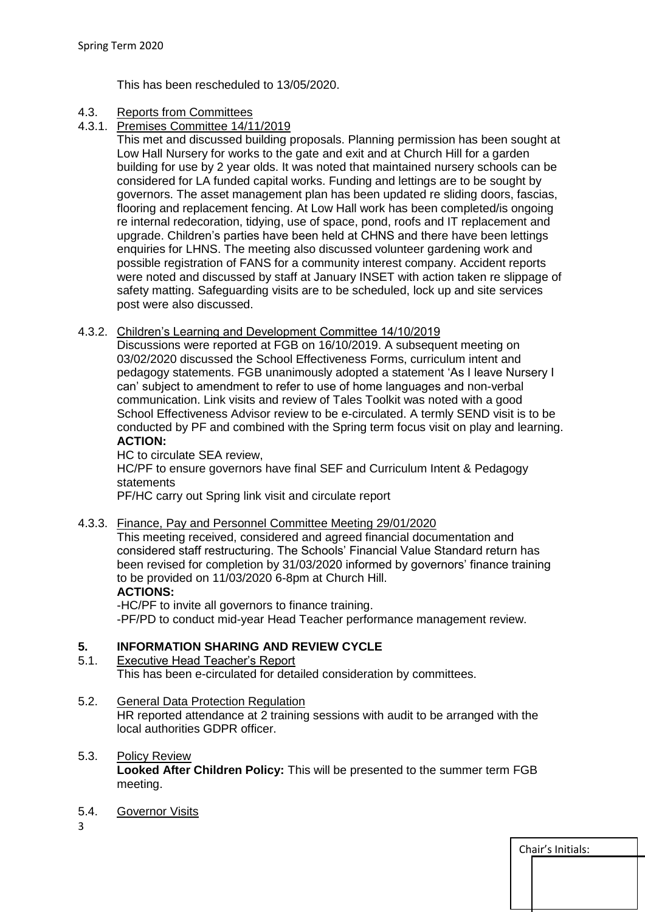This has been rescheduled to 13/05/2020.

4.3. Reports from Committees

4.3.1. Premises Committee 14/11/2019

This met and discussed building proposals. Planning permission has been sought at Low Hall Nursery for works to the gate and exit and at Church Hill for a garden building for use by 2 year olds. It was noted that maintained nursery schools can be considered for LA funded capital works. Funding and lettings are to be sought by governors. The asset management plan has been updated re sliding doors, fascias, flooring and replacement fencing. At Low Hall work has been completed/is ongoing re internal redecoration, tidying, use of space, pond, roofs and IT replacement and upgrade. Children's parties have been held at CHNS and there have been lettings enquiries for LHNS. The meeting also discussed volunteer gardening work and possible registration of FANS for a community interest company. Accident reports were noted and discussed by staff at January INSET with action taken re slippage of safety matting. Safeguarding visits are to be scheduled, lock up and site services post were also discussed.

4.3.2. Children's Learning and Development Committee 14/10/2019

Discussions were reported at FGB on 16/10/2019. A subsequent meeting on 03/02/2020 discussed the School Effectiveness Forms, curriculum intent and pedagogy statements. FGB unanimously adopted a statement 'As I leave Nursery I can' subject to amendment to refer to use of home languages and non-verbal communication. Link visits and review of Tales Toolkit was noted with a good School Effectiveness Advisor review to be e-circulated. A termly SEND visit is to be conducted by PF and combined with the Spring term focus visit on play and learning.

**ACTION:**

HC to circulate SEA review,

HC/PF to ensure governors have final SEF and Curriculum Intent & Pedagogy statements

PF/HC carry out Spring link visit and circulate report

4.3.3. Finance, Pay and Personnel Committee Meeting 29/01/2020

This meeting received, considered and agreed financial documentation and considered staff restructuring. The Schools' Financial Value Standard return has been revised for completion by 31/03/2020 informed by governors' finance training to be provided on 11/03/2020 6-8pm at Church Hill.

**ACTIONS:**

-HC/PF to invite all governors to finance training.

-PF/PD to conduct mid-year Head Teacher performance management review.

## 5. INFORMATION SHARING AND REVIEW CYCLE

5.1. Executive Head Teacher's Report

This has been e-circulated for detailed consideration by committees.

5.2. General Data Protection Regulation

HR reported attendance at 2 training sessions with audit to be arranged with the local authorities GDPR officer.

5.3. Policy Review

**Looked After Children Policy:** This will be presented to the summer term FGB meeting.

5.4. Governor Visits

Chair's Initials: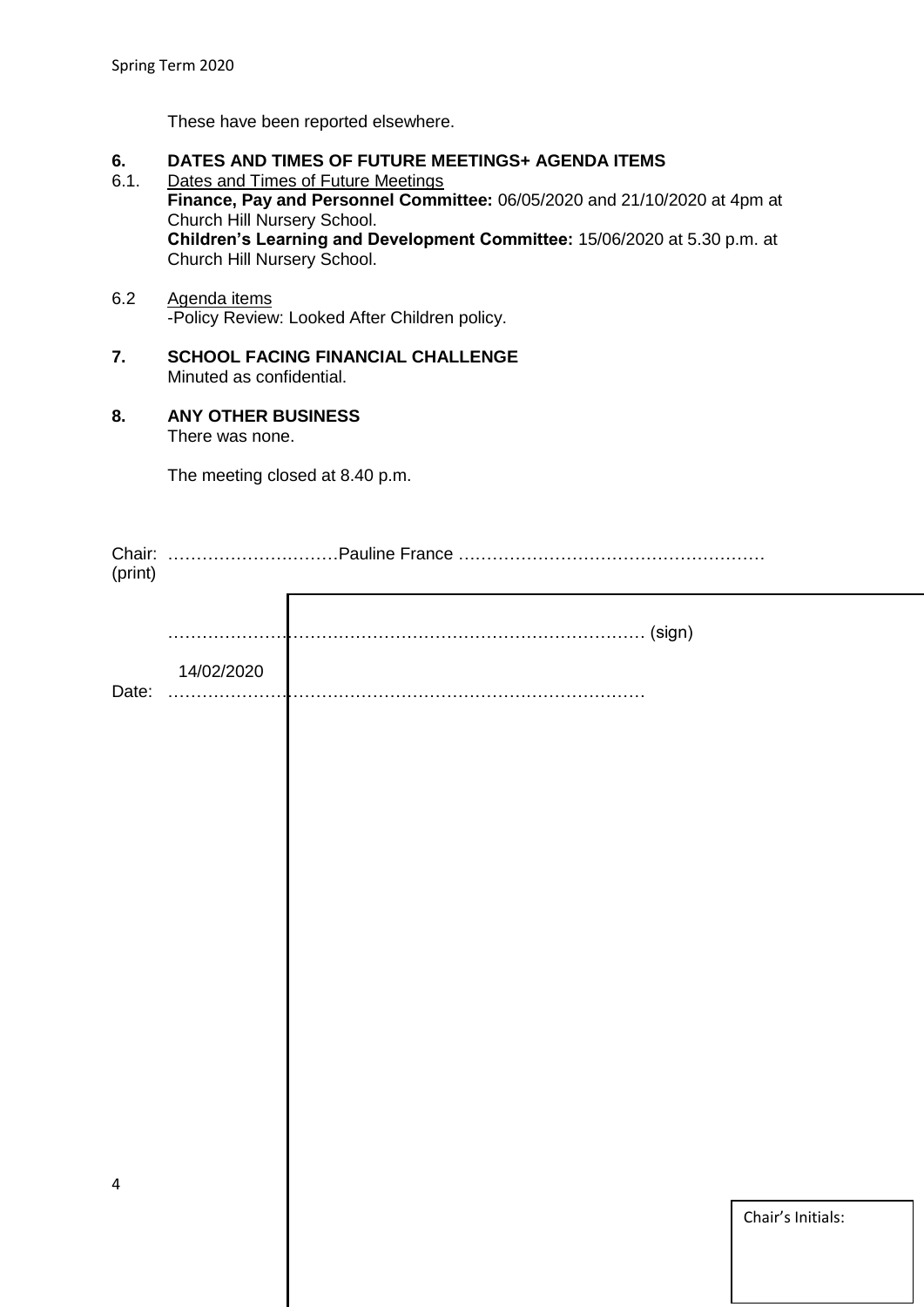These have been reported elsewhere.

## 6. DATES AND TIMES OF FUTURE MEETINGS+ AGENDA ITEMS

6.1. Dates and Times of Future Meetings

**Finance, Pay and Personnel Committee:** 06/05/2020 and 21/10/2020 at 4pm at Church Hill Nursery School.

**Children's Learning and Development Committee:** 15/06/2020 at 5.30 p.m. at Church Hill Nursery School.

6.2 Agenda items

-Policy Review: Looked After Children policy.

## 7. SCHOOL FACING FINANCIAL CHALLENGE

Minuted as confidential.

## 8. ANY OTHER BUSINESS

There was none.

The meeting closed at 8.40 p.m.

Chair: …………………………Pauline France ………………………………………………
(print)

………………………………………………………………………… (sign)

Date: 14/02/2020

Chair's Initials: